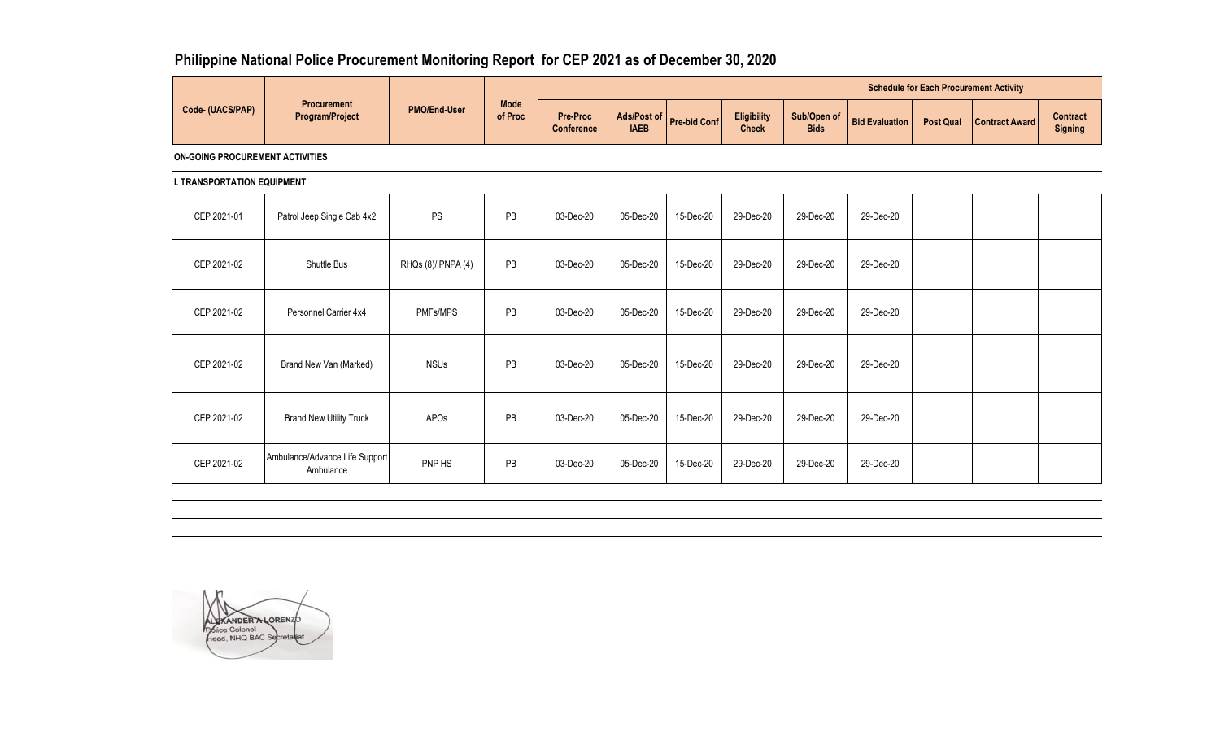# Philippine National Police Procurement Monitoring Report for CEP 2021 as of December 30, 2020

| Code- (UACS/PAP) | Procurement Program/Project | PMO/End-User | Mode of Proc | Schedule for Each Procurement Activity | | | | | | | | |
|---|---|---|---|---|---|---|---|---|---|---|---|---|
| | | | | Pre-Proc Conference | Ads/Post of IAEB | Pre-bid Conf | Eligibility Check | Sub/Open of Bids | Bid Evaluation | Post Qual | Contract Award | Contract Signing |
| **ON-GOING PROCUREMENT ACTIVITIES** | | | | | | | | | | | | |
| **I. TRANSPORTATION EQUIPMENT** | | | | | | | | | | | | |
| CEP 2021-01 | Patrol Jeep Single Cab 4x2 | PS | PB | 03-Dec-20 | 05-Dec-20 | 15-Dec-20 | 29-Dec-20 | 29-Dec-20 | 29-Dec-20 | | | |
| CEP 2021-02 | Shuttle Bus | RHQs (8)/ PNPA (4) | PB | 03-Dec-20 | 05-Dec-20 | 15-Dec-20 | 29-Dec-20 | 29-Dec-20 | 29-Dec-20 | | | |
| CEP 2021-02 | Personnel Carrier 4x4 | PMFs/MPS | PB | 03-Dec-20 | 05-Dec-20 | 15-Dec-20 | 29-Dec-20 | 29-Dec-20 | 29-Dec-20 | | | |
| CEP 2021-02 | Brand New Van (Marked) | NSUs | PB | 03-Dec-20 | 05-Dec-20 | 15-Dec-20 | 29-Dec-20 | 29-Dec-20 | 29-Dec-20 | | | |
| CEP 2021-02 | Brand New Utility Truck | APOs | PB | 03-Dec-20 | 05-Dec-20 | 15-Dec-20 | 29-Dec-20 | 29-Dec-20 | 29-Dec-20 | | | |
| CEP 2021-02 | Ambulance/Advance Life Support Ambulance | PNP HS | PB | 03-Dec-20 | 05-Dec-20 | 15-Dec-20 | 29-Dec-20 | 29-Dec-20 | 29-Dec-20 | | | |

ALEXANDER A LORENZO
Police Colonel
Head, NHQ BAC Secretariat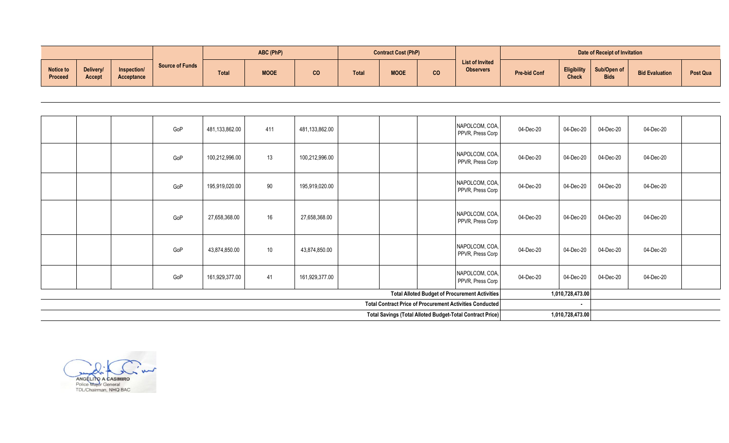| | | | Source of Funds | ABC (PhP) | | | Contract Cost (PhP) | | | List of Invited Observers | Date of Receipt of Invitation | | | | |
|---|---|---|---|---|---|---|---|---|---|---|---|---|---|---|---|
| Notice to Proceed | Delivery/ Accept | Inspection/ Acceptance | | Total | MOOE | CO | Total | MOOE | CO | | Pre-bid Conf | Eligibility Check | Sub/Open of Bids | Bid Evaluation | Post Qua |
| | | | GoP | 481,133,862.00 | 411 | 481,133,862.00 | | | | NAPOLCOM, COA, PPVR, Press Corp | 04-Dec-20 | 04-Dec-20 | 04-Dec-20 | 04-Dec-20 | |
| | | | GoP | 100,212,996.00 | 13 | 100,212,996.00 | | | | NAPOLCOM, COA, PPVR, Press Corp | 04-Dec-20 | 04-Dec-20 | 04-Dec-20 | 04-Dec-20 | |
| | | | GoP | 195,919,020.00 | 90 | 195,919,020.00 | | | | NAPOLCOM, COA, PPVR, Press Corp | 04-Dec-20 | 04-Dec-20 | 04-Dec-20 | 04-Dec-20 | |
| | | | GoP | 27,658,368.00 | 16 | 27,658,368.00 | | | | NAPOLCOM, COA, PPVR, Press Corp | 04-Dec-20 | 04-Dec-20 | 04-Dec-20 | 04-Dec-20 | |
| | | | GoP | 43,874,850.00 | 10 | 43,874,850.00 | | | | NAPOLCOM, COA, PPVR, Press Corp | 04-Dec-20 | 04-Dec-20 | 04-Dec-20 | 04-Dec-20 | |
| | | | GoP | 161,929,377.00 | 41 | 161,929,377.00 | | | | NAPOLCOM, COA, PPVR, Press Corp | 04-Dec-20 | 04-Dec-20 | 04-Dec-20 | 04-Dec-20 | |

| | |
|---|---|
| **Total Alloted Budget of Procurement Activities** | **1,010,728,473.00** |
| **Total Contract Price of Procurement Activities Conducted** | **-** |
| **Total Savings (Total Alloted Budget-Total Contract Price)** | **1,010,728,473.00** |

ANGELITO A CASIMIRO
Police Major General
TDL/Chairman, NHQ BAC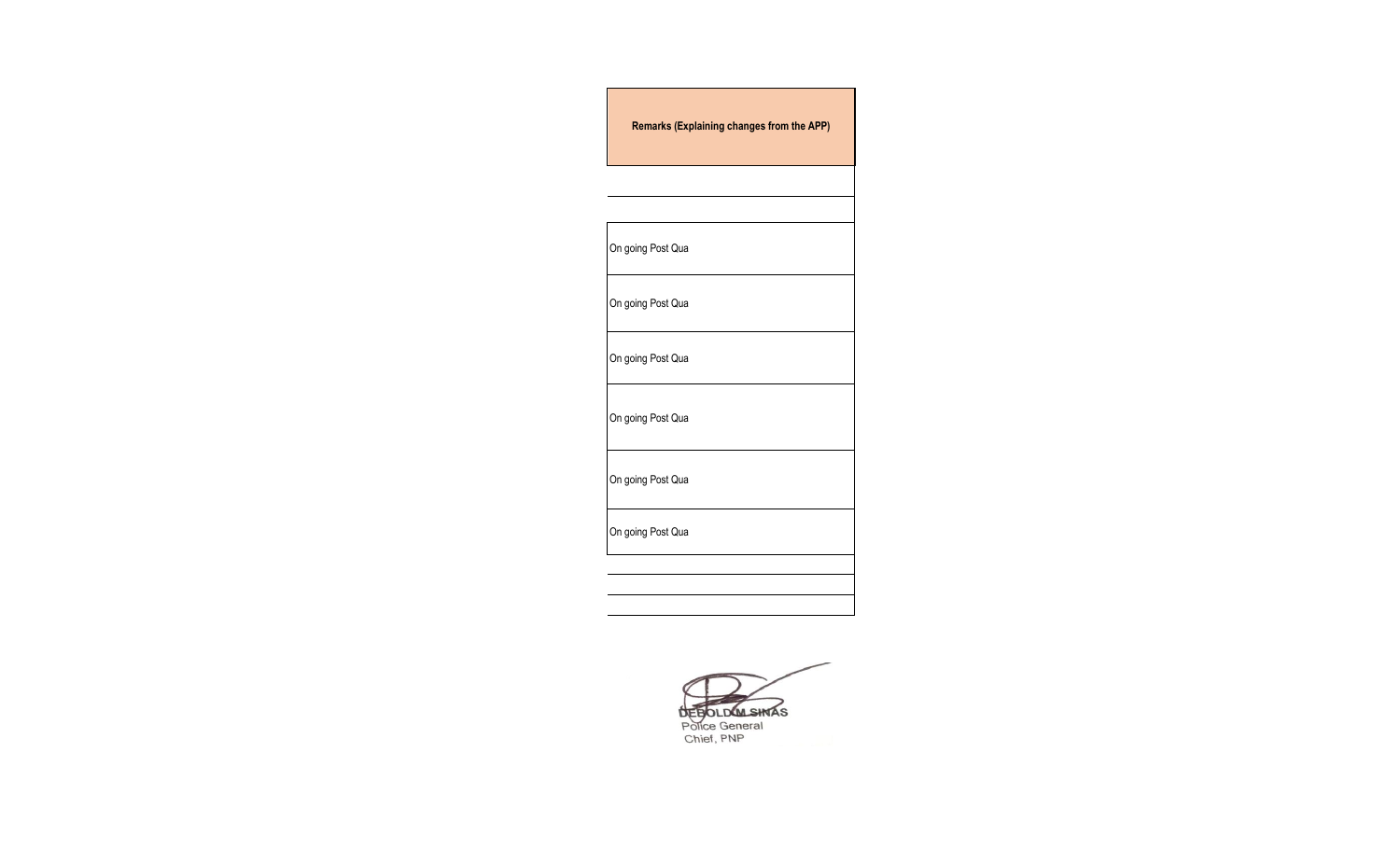| Remarks (Explaining changes from the APP) |
| --- |
| |
| |
| On going Post Qua |
| On going Post Qua |
| On going Post Qua |
| On going Post Qua |
| On going Post Qua |
| On going Post Qua |
| |
| |
| |

DEBOLD M SINAS
Police General
Chief, PNP